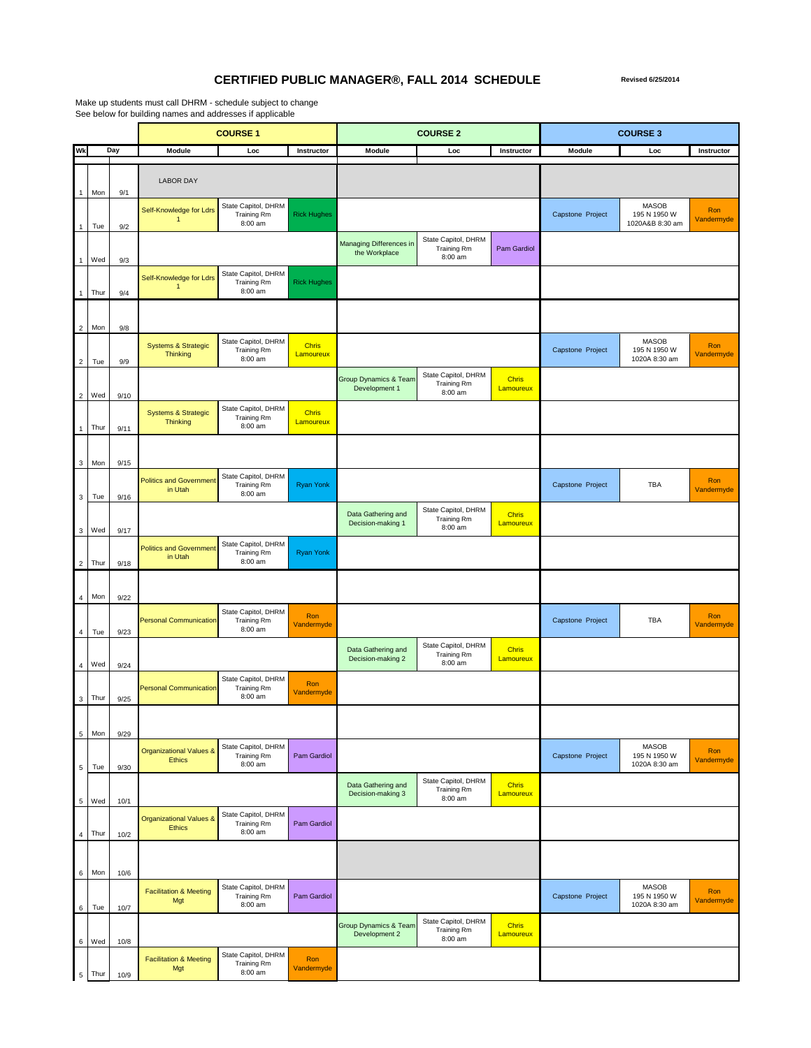# CERTIFIED PUBLIC MANAGER®, FALL 2014 SCHEDULE

Revised 6/25/2014

Make up students must call DHRM - schedule subject to change
See below for building names and addresses if applicable

| | | | COURSE 1 | | | COURSE 2 | | | COURSE 3 | | |
|---|---|---|---|---|---|---|---|---|---|---|---|
| Wk | Day | | Module | Loc | Instructor | Module | Loc | Instructor | Module | Loc | Instructor |
| 1 | Mon | 9/1 | LABOR DAY | | | | | | | | |
| 1 | Tue | 9/2 | Self-Knowledge for Ldrs 1 | State Capitol, DHRM Training Rm 8:00 am | Rick Hughes | | | | Capstone Project | MASOB 195 N 1950 W 1020A&B 8:30 am | Ron Vandermyde |
| 1 | Wed | 9/3 | | | | Managing Differences in the Workplace | State Capitol, DHRM Training Rm 8:00 am | Pam Gardiol | | | |
| 1 | Thur | 9/4 | Self-Knowledge for Ldrs 1 | State Capitol, DHRM Training Rm 8:00 am | Rick Hughes | | | | | | |
| 2 | Mon | 9/8 | | | | | | | | | |
| 2 | Tue | 9/9 | Systems & Strategic Thinking | State Capitol, DHRM Training Rm 8:00 am | Chris Lamoureux | | | | Capstone Project | MASOB 195 N 1950 W 1020A 8:30 am | Ron Vandermyde |
| 2 | Wed | 9/10 | | | | Group Dynamics & Team Development 1 | State Capitol, DHRM Training Rm 8:00 am | Chris Lamoureux | | | |
| 1 | Thur | 9/11 | Systems & Strategic Thinking | State Capitol, DHRM Training Rm 8:00 am | Chris Lamoureux | | | | | | |
| 3 | Mon | 9/15 | | | | | | | | | |
| 3 | Tue | 9/16 | Politics and Government in Utah | State Capitol, DHRM Training Rm 8:00 am | Ryan Yonk | | | | Capstone Project | TBA | Ron Vandermyde |
| 3 | Wed | 9/17 | | | | Data Gathering and Decision-making 1 | State Capitol, DHRM Training Rm 8:00 am | Chris Lamoureux | | | |
| 2 | Thur | 9/18 | Politics and Government in Utah | State Capitol, DHRM Training Rm 8:00 am | Ryan Yonk | | | | | | |
| 4 | Mon | 9/22 | | | | | | | | | |
| 4 | Tue | 9/23 | Personal Communication | State Capitol, DHRM Training Rm 8:00 am | Ron Vandermyde | | | | Capstone Project | TBA | Ron Vandermyde |
| 4 | Wed | 9/24 | | | | Data Gathering and Decision-making 2 | State Capitol, DHRM Training Rm 8:00 am | Chris Lamoureux | | | |
| 3 | Thur | 9/25 | Personal Communication | State Capitol, DHRM Training Rm 8:00 am | Ron Vandermyde | | | | | | |
| 5 | Mon | 9/29 | | | | | | | | | |
| 5 | Tue | 9/30 | Organizational Values & Ethics | State Capitol, DHRM Training Rm 8:00 am | Pam Gardiol | | | | Capstone Project | MASOB 195 N 1950 W 1020A 8:30 am | Ron Vandermyde |
| 5 | Wed | 10/1 | | | | Data Gathering and Decision-making 3 | State Capitol, DHRM Training Rm 8:00 am | Chris Lamoureux | | | |
| 4 | Thur | 10/2 | Organizational Values & Ethics | State Capitol, DHRM Training Rm 8:00 am | Pam Gardiol | | | | | | |
| 6 | Mon | 10/6 | | | | | | | | | |
| 6 | Tue | 10/7 | Facilitation & Meeting Mgt | State Capitol, DHRM Training Rm 8:00 am | Pam Gardiol | | | | Capstone Project | MASOB 195 N 1950 W 1020A 8:30 am | Ron Vandermyde |
| 6 | Wed | 10/8 | | | | Group Dynamics & Team Development 2 | State Capitol, DHRM Training Rm 8:00 am | Chris Lamoureux | | | |
| 5 | Thur | 10/9 | Facilitation & Meeting Mgt | State Capitol, DHRM Training Rm 8:00 am | Ron Vandermyde | | | | | | |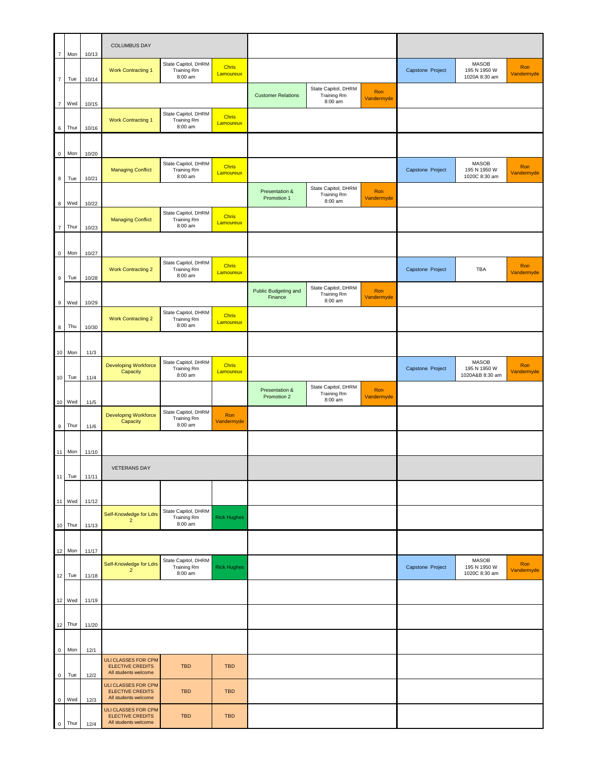| | | | | | | | | | | | |
|---|---|---|---|---|---|---|---|---|---|---|---|
| 7 | Mon | 10/13 | COLUMBUS DAY | | | | | | | | |
| 7 | Tue | 10/14 | Work Contracting 1 | State Capitol, DHRM Training Rm 8:00 am | Chris Lamoureux | | | | Capstone Project | MASOB 195 N 1950 W 1020A 8:30 am | Ron Vandermyde |
| 7 | Wed | 10/15 | | | | Customer Relations | State Capitol, DHRM Training Rm 8:00 am | Ron Vandermyde | | | |
| 6 | Thur | 10/16 | Work Contracting 1 | State Capitol, DHRM Training Rm 8:00 am | Chris Lamoureux | | | | | | |
| 0 | Mon | 10/20 | | | | | | | | | |
| 8 | Tue | 10/21 | Managing Conflict | State Capitol, DHRM Training Rm 8:00 am | Chris Lamoureux | | | | Capstone Project | MASOB 195 N 1950 W 1020C 8:30 am | Ron Vandermyde |
| 8 | Wed | 10/22 | | | | Presentation & Promotion 1 | State Capitol, DHRM Training Rm 8:00 am | Ron Vandermyde | | | |
| 7 | Thur | 10/23 | Managing Conflict | State Capitol, DHRM Training Rm 8:00 am | Chris Lamoureux | | | | | | |
| 0 | Mon | 10/27 | | | | | | | | | |
| 9 | Tue | 10/28 | Work Contracting 2 | State Capitol, DHRM Training Rm 8:00 am | Chris Lamoureux | | | | Capstone Project | TBA | Ron Vandermyde |
| 9 | Wed | 10/29 | | | | Public Budgeting and Finance | State Capitol, DHRM Training Rm 8:00 am | Ron Vandermyde | | | |
| 8 | Thu | 10/30 | Work Contracting 2 | State Capitol, DHRM Training Rm 8:00 am | Chris Lamoureux | | | | | | |
| 10 | Mon | 11/3 | | | | | | | | | |
| 10 | Tue | 11/4 | Developing Workforce Capacity | State Capitol, DHRM Training Rm 8:00 am | Chris Lamoureux | | | | Capstone Project | MASOB 195 N 1950 W 1020A&B 8:30 am | Ron Vandermyde |
| 10 | Wed | 11/5 | | | | Presentation & Promotion 2 | State Capitol, DHRM Training Rm 8:00 am | Ron Vandermyde | | | |
| 9 | Thur | 11/6 | Developing Workforce Capacity | State Capitol, DHRM Training Rm 8:00 am | Ron Vandermyde | | | | | | |
| 11 | Mon | 11/10 | | | | | | | | | |
| 11 | Tue | 11/11 | VETERANS DAY | | | | | | | | |
| 11 | Wed | 11/12 | | | | | | | | | |
| 10 | Thur | 11/13 | Self-Knowledge for Ldrs 2 | State Capitol, DHRM Training Rm 8:00 am | Rick Hughes | | | | | | |
| 12 | Mon | 11/17 | | | | | | | | | |
| 12 | Tue | 11/18 | Self-Knowledge for Ldrs 2 | State Capitol, DHRM Training Rm 8:00 am | Rick Hughes | | | | Capstone Project | MASOB 195 N 1950 W 1020C 8:30 am | Ron Vandermyde |
| 12 | Wed | 11/19 | | | | | | | | | |
| 12 | Thur | 11/20 | | | | | | | | | |
| 0 | Mon | 12/1 | | | | | | | | | |
| 0 | Tue | 12/2 | ULI CLASSES FOR CPM ELECTIVE CREDITS All students welcome | TBD | TBD | | | | | | |
| 0 | Wed | 12/3 | ULI CLASSES FOR CPM ELECTIVE CREDITS All students welcome | TBD | TBD | | | | | | |
| 0 | Thur | 12/4 | ULI CLASSES FOR CPM ELECTIVE CREDITS All students welcome | TBD | TBD | | | | | | |